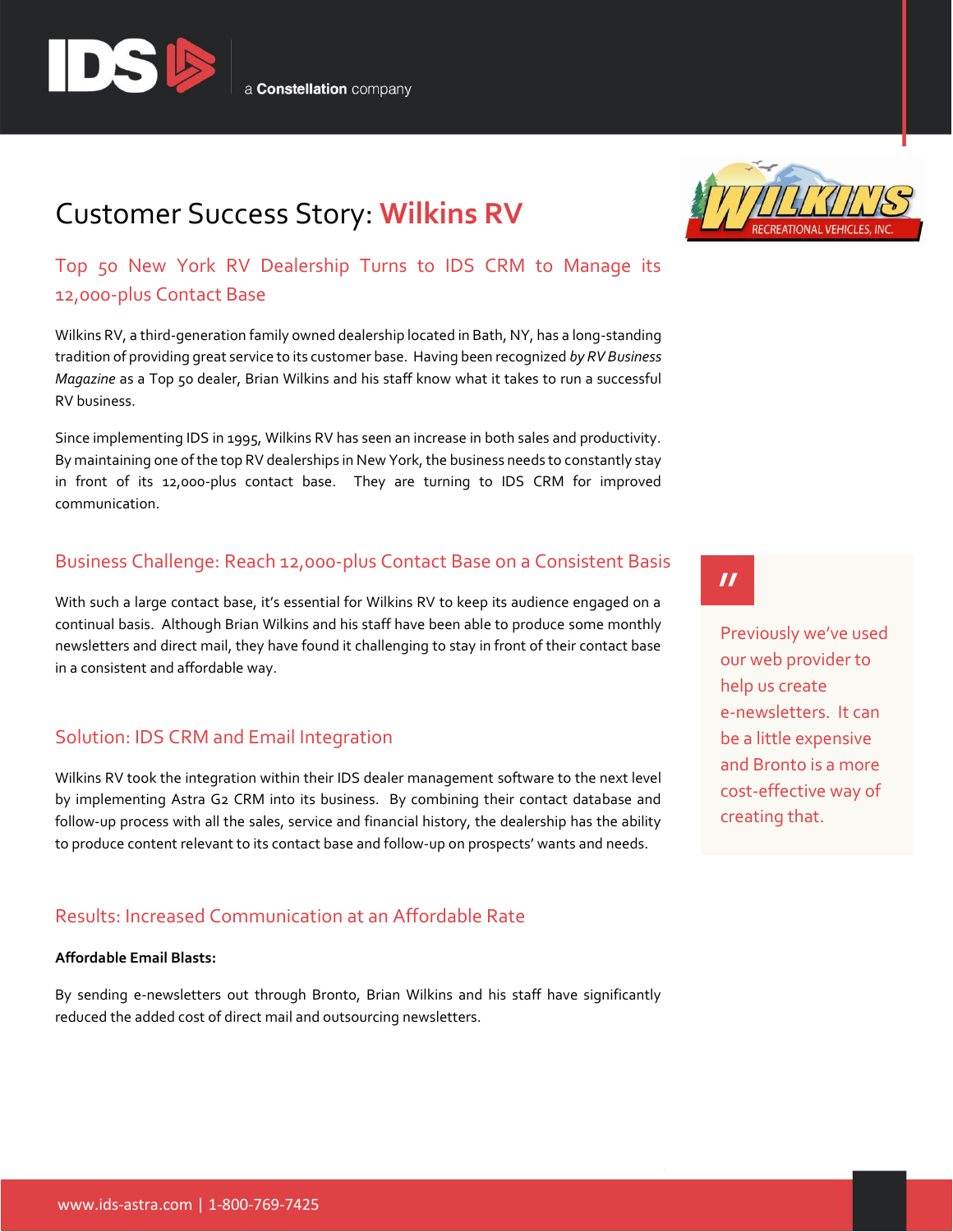# Customer Success Story: **Wilkins RV**

## Top 50 New York RV Dealership Turns to IDS CRM to Manage its 12,000-plus Contact Base

Wilkins RV, a third-generation family owned dealership located in Bath, NY, has a long-standing tradition of providing great service to its customer base. Having been recognized *by RV Business Magazine* as a Top 50 dealer, Brian Wilkins and his staff know what it takes to run a successful RV business.

Since implementing IDS in 1995, Wilkins RV has seen an increase in both sales and productivity. By maintaining one of the top RV dealerships in New York, the business needs to constantly stay in front of its 12,000-plus contact base. They are turning to IDS CRM for improved communication.

## Business Challenge: Reach 12,000-plus Contact Base on a Consistent Basis

With such a large contact base, it's essential for Wilkins RV to keep its audience engaged on a continual basis. Although Brian Wilkins and his staff have been able to produce some monthly newsletters and direct mail, they have found it challenging to stay in front of their contact base in a consistent and affordable way.

> "Previously we've used our web provider to help us create e-newsletters. It can be a little expensive and Bronto is a more cost-effective way of creating that.

## Solution: IDS CRM and Email Integration

Wilkins RV took the integration within their IDS dealer management software to the next level by implementing Astra G2 CRM into its business. By combining their contact database and follow-up process with all the sales, service and financial history, the dealership has the ability to produce content relevant to its contact base and follow-up on prospects' wants and needs.

## Results: Increased Communication at an Affordable Rate

**Affordable Email Blasts:**

By sending e-newsletters out through Bronto, Brian Wilkins and his staff have significantly reduced the added cost of direct mail and outsourcing newsletters.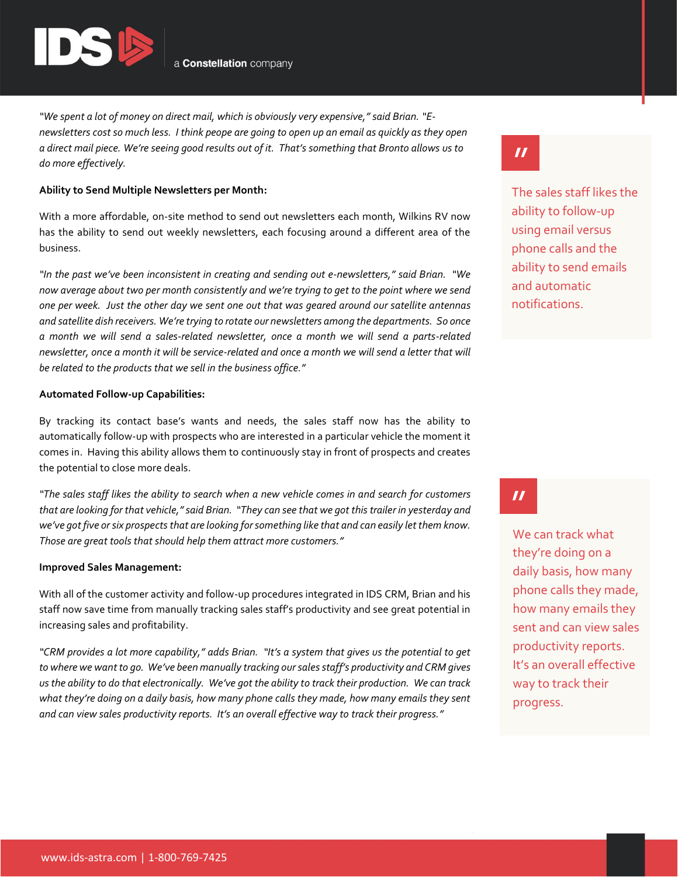*"We spent a lot of money on direct mail, which is obviously very expensive," said Brian. "E-newsletters cost so much less. I think peope are going to open up an email as quickly as they open a direct mail piece. We're seeing good results out of it. That's something that Bronto allows us to do more effectively.*

**Ability to Send Multiple Newsletters per Month:**

With a more affordable, on-site method to send out newsletters each month, Wilkins RV now has the ability to send out weekly newsletters, each focusing around a different area of the business.

*"In the past we've been inconsistent in creating and sending out e-newsletters," said Brian. "We now average about two per month consistently and we're trying to get to the point where we send one per week. Just the other day we sent one out that was geared around our satellite antennas and satellite dish receivers. We're trying to rotate our newsletters among the departments. So once a month we will send a sales-related newsletter, once a month we will send a parts-related newsletter, once a month it will be service-related and once a month we will send a letter that will be related to the products that we sell in the business office."*

> The sales staff likes the ability to follow-up using email versus phone calls and the ability to send emails and automatic notifications.

**Automated Follow-up Capabilities:**

By tracking its contact base's wants and needs, the sales staff now has the ability to automatically follow-up with prospects who are interested in a particular vehicle the moment it comes in. Having this ability allows them to continuously stay in front of prospects and creates the potential to close more deals.

*"The sales staff likes the ability to search when a new vehicle comes in and search for customers that are looking for that vehicle," said Brian. "They can see that we got this trailer in yesterday and we've got five or six prospects that are looking for something like that and can easily let them know. Those are great tools that should help them attract more customers."*

**Improved Sales Management:**

With all of the customer activity and follow-up procedures integrated in IDS CRM, Brian and his staff now save time from manually tracking sales staff's productivity and see great potential in increasing sales and profitability.

*"CRM provides a lot more capability," adds Brian. "It's a system that gives us the potential to get to where we want to go. We've been manually tracking our sales staff's productivity and CRM gives us the ability to do that electronically. We've got the ability to track their production. We can track what they're doing on a daily basis, how many phone calls they made, how many emails they sent and can view sales productivity reports. It's an overall effective way to track their progress."*

> We can track what they're doing on a daily basis, how many phone calls they made, how many emails they sent and can view sales productivity reports. It's an overall effective way to track their progress.

www.ids-astra.com | 1-800-769-7425